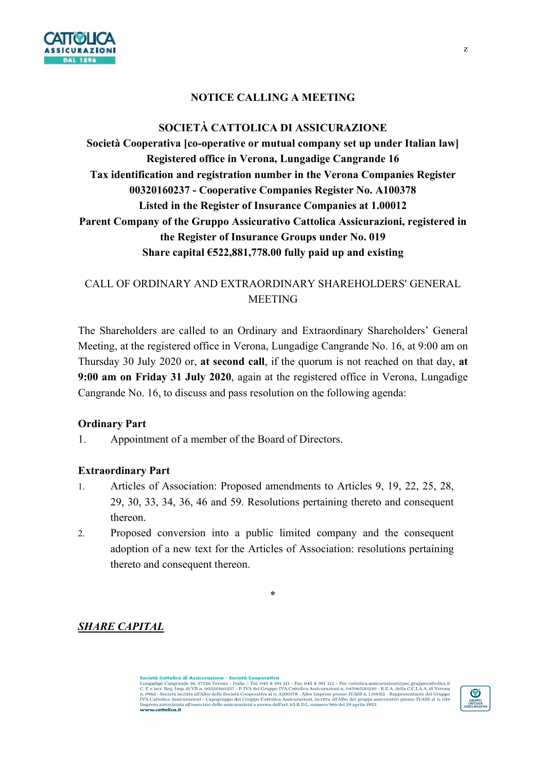# NOTICE CALLING A MEETING

**SOCIETÀ CATTOLICA DI ASSICURAZIONE**
**Società Cooperativa [co-operative or mutual company set up under Italian law]**
**Registered office in Verona, Lungadige Cangrande 16**
**Tax identification and registration number in the Verona Companies Register 00320160237 - Cooperative Companies Register No. A100378**
**Listed in the Register of Insurance Companies at 1.00012**
**Parent Company of the Gruppo Assicurativo Cattolica Assicurazioni, registered in the Register of Insurance Groups under No. 019**
**Share capital €522,881,778.00 fully paid up and existing**

## CALL OF ORDINARY AND EXTRAORDINARY SHAREHOLDERS' GENERAL MEETING

The Shareholders are called to an Ordinary and Extraordinary Shareholders' General Meeting, at the registered office in Verona, Lungadige Cangrande No. 16, at 9:00 am on Thursday 30 July 2020 or, **at second call**, if the quorum is not reached on that day, **at 9:00 am on Friday 31 July 2020**, again at the registered office in Verona, Lungadige Cangrande No. 16, to discuss and pass resolution on the following agenda:

**Ordinary Part**

1. Appointment of a member of the Board of Directors.

**Extraordinary Part**

1. Articles of Association: Proposed amendments to Articles 9, 19, 22, 25, 28, 29, 30, 33, 34, 36, 46 and 59. Resolutions pertaining thereto and consequent thereon.
2. Proposed conversion into a public limited company and the consequent adoption of a new text for the Articles of Association: resolutions pertaining thereto and consequent thereon.

*

***SHARE CAPITAL***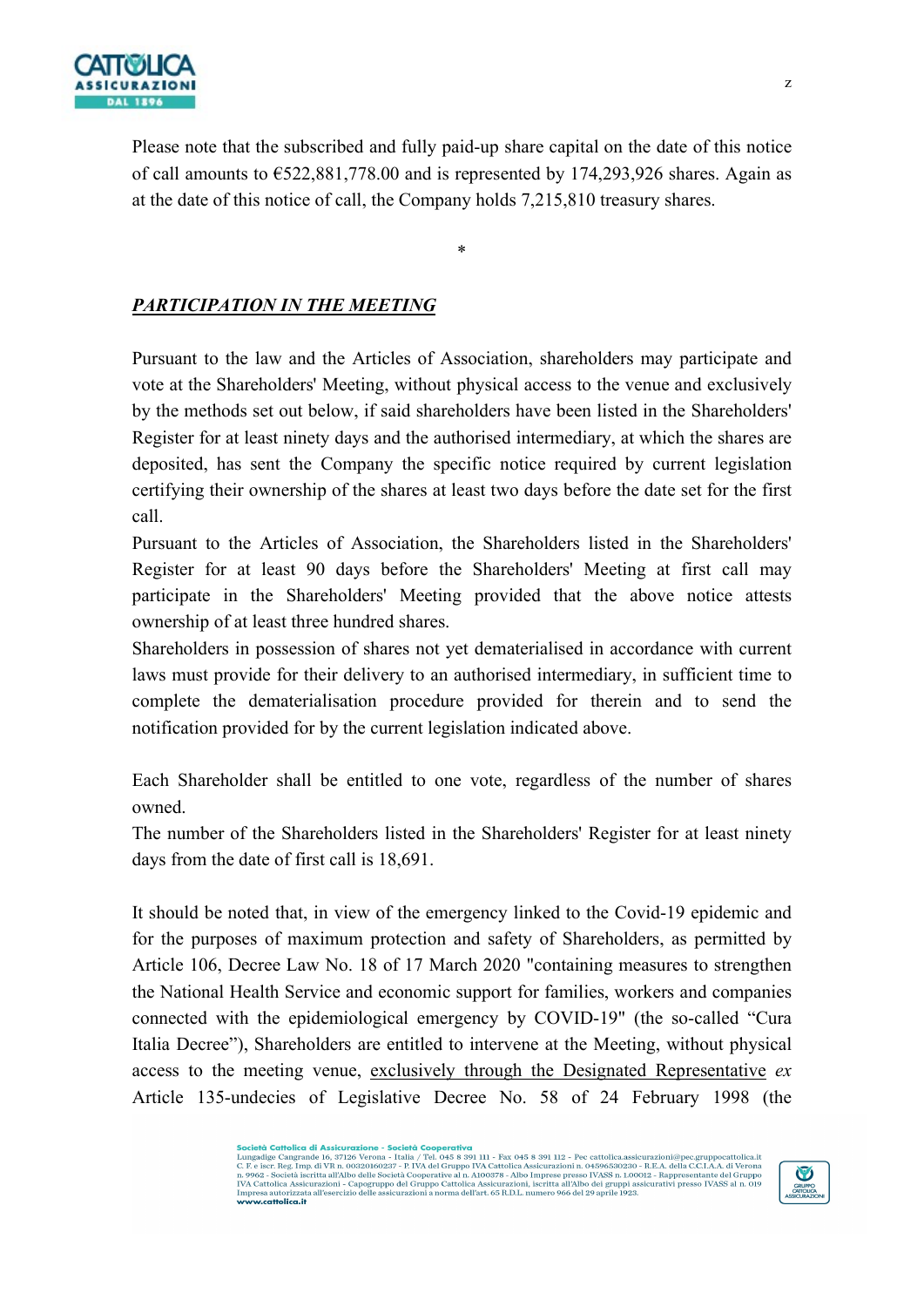Please note that the subscribed and fully paid-up share capital on the date of this notice of call amounts to €522,881,778.00 and is represented by 174,293,926 shares. Again as at the date of this notice of call, the Company holds 7,215,810 treasury shares.

\*

***PARTICIPATION IN THE MEETING***

Pursuant to the law and the Articles of Association, shareholders may participate and vote at the Shareholders' Meeting, without physical access to the venue and exclusively by the methods set out below, if said shareholders have been listed in the Shareholders' Register for at least ninety days and the authorised intermediary, at which the shares are deposited, has sent the Company the specific notice required by current legislation certifying their ownership of the shares at least two days before the date set for the first call.

Pursuant to the Articles of Association, the Shareholders listed in the Shareholders' Register for at least 90 days before the Shareholders' Meeting at first call may participate in the Shareholders' Meeting provided that the above notice attests ownership of at least three hundred shares.

Shareholders in possession of shares not yet dematerialised in accordance with current laws must provide for their delivery to an authorised intermediary, in sufficient time to complete the dematerialisation procedure provided for therein and to send the notification provided for by the current legislation indicated above.

Each Shareholder shall be entitled to one vote, regardless of the number of shares owned.

The number of the Shareholders listed in the Shareholders' Register for at least ninety days from the date of first call is 18,691.

It should be noted that, in view of the emergency linked to the Covid-19 epidemic and for the purposes of maximum protection and safety of Shareholders, as permitted by Article 106, Decree Law No. 18 of 17 March 2020 "containing measures to strengthen the National Health Service and economic support for families, workers and companies connected with the epidemiological emergency by COVID-19" (the so-called "Cura Italia Decree"), Shareholders are entitled to intervene at the Meeting, without physical access to the meeting venue, exclusively through the Designated Representative *ex* Article 135-undecies of Legislative Decree No. 58 of 24 February 1998 (the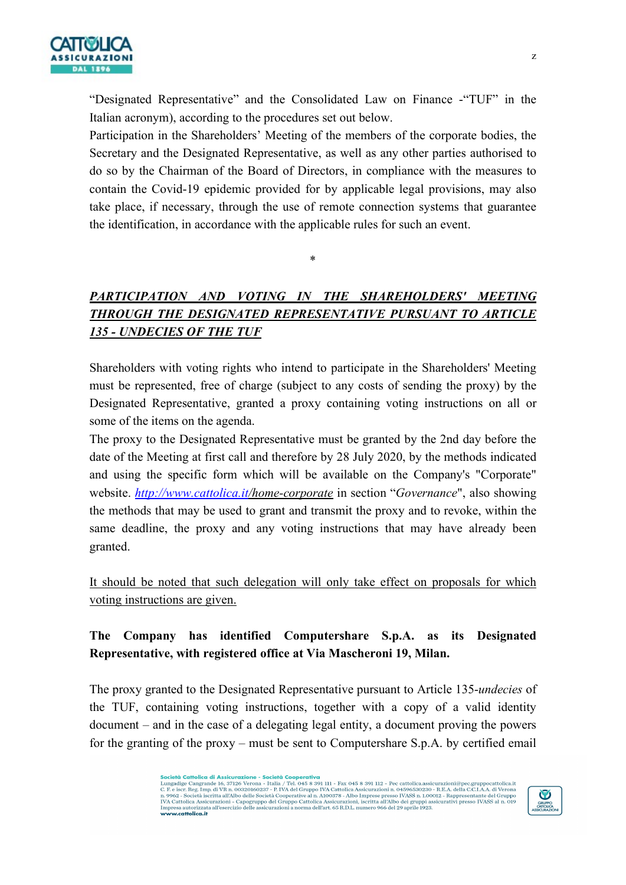"Designated Representative" and the Consolidated Law on Finance -"TUF" in the Italian acronym), according to the procedures set out below.

Participation in the Shareholders' Meeting of the members of the corporate bodies, the Secretary and the Designated Representative, as well as any other parties authorised to do so by the Chairman of the Board of Directors, in compliance with the measures to contain the Covid-19 epidemic provided for by applicable legal provisions, may also take place, if necessary, through the use of remote connection systems that guarantee the identification, in accordance with the applicable rules for such an event.

*

***PARTICIPATION AND VOTING IN THE SHAREHOLDERS' MEETING THROUGH THE DESIGNATED REPRESENTATIVE PURSUANT TO ARTICLE 135 - UNDECIES OF THE TUF***

Shareholders with voting rights who intend to participate in the Shareholders' Meeting must be represented, free of charge (subject to any costs of sending the proxy) by the Designated Representative, granted a proxy containing voting instructions on all or some of the items on the agenda.

The proxy to the Designated Representative must be granted by the 2nd day before the date of the Meeting at first call and therefore by 28 July 2020, by the methods indicated and using the specific form which will be available on the Company's "Corporate" website. *http://www.cattolica.it/home-corporate* in section "*Governance*", also showing the methods that may be used to grant and transmit the proxy and to revoke, within the same deadline, the proxy and any voting instructions that may have already been granted.

It should be noted that such delegation will only take effect on proposals for which voting instructions are given.

**The Company has identified Computershare S.p.A. as its Designated Representative, with registered office at Via Mascheroni 19, Milan.**

The proxy granted to the Designated Representative pursuant to Article 135-*undecies* of the TUF, containing voting instructions, together with a copy of a valid identity document – and in the case of a delegating legal entity, a document proving the powers for the granting of the proxy – must be sent to Computershare S.p.A. by certified email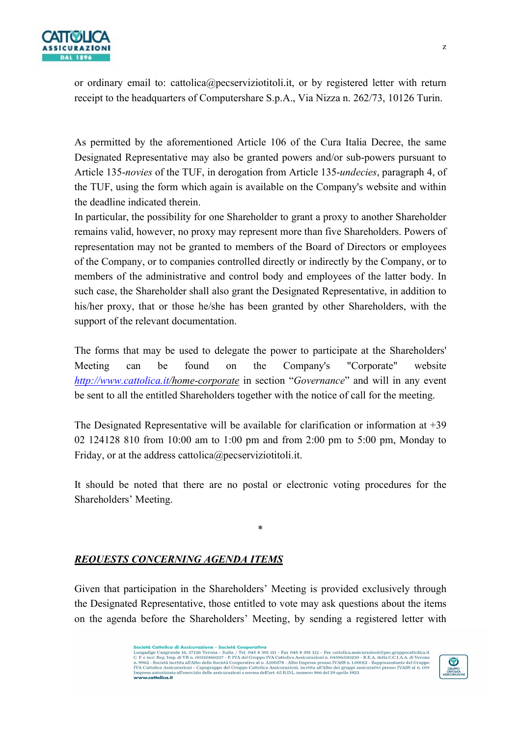or ordinary email to: cattolica@pecserviziotitoli.it, or by registered letter with return receipt to the headquarters of Computershare S.p.A., Via Nizza n. 262/73, 10126 Turin.

As permitted by the aforementioned Article 106 of the Cura Italia Decree, the same Designated Representative may also be granted powers and/or sub-powers pursuant to Article 135-*novies* of the TUF, in derogation from Article 135-*undecies*, paragraph 4, of the TUF, using the form which again is available on the Company's website and within the deadline indicated therein.

In particular, the possibility for one Shareholder to grant a proxy to another Shareholder remains valid, however, no proxy may represent more than five Shareholders. Powers of representation may not be granted to members of the Board of Directors or employees of the Company, or to companies controlled directly or indirectly by the Company, or to members of the administrative and control body and employees of the latter body. In such case, the Shareholder shall also grant the Designated Representative, in addition to his/her proxy, that or those he/she has been granted by other Shareholders, with the support of the relevant documentation.

The forms that may be used to delegate the power to participate at the Shareholders' Meeting can be found on the Company's "Corporate" website *http://www.cattolica.it/home-corporate* in section "*Governance*" and will in any event be sent to all the entitled Shareholders together with the notice of call for the meeting.

The Designated Representative will be available for clarification or information at +39 02 124128 810 from 10:00 am to 1:00 pm and from 2:00 pm to 5:00 pm, Monday to Friday, or at the address cattolica@pecserviziotitoli.it.

It should be noted that there are no postal or electronic voting procedures for the Shareholders' Meeting.

*

## ***REQUESTS CONCERNING AGENDA ITEMS***

Given that participation in the Shareholders' Meeting is provided exclusively through the Designated Representative, those entitled to vote may ask questions about the items on the agenda before the Shareholders' Meeting, by sending a registered letter with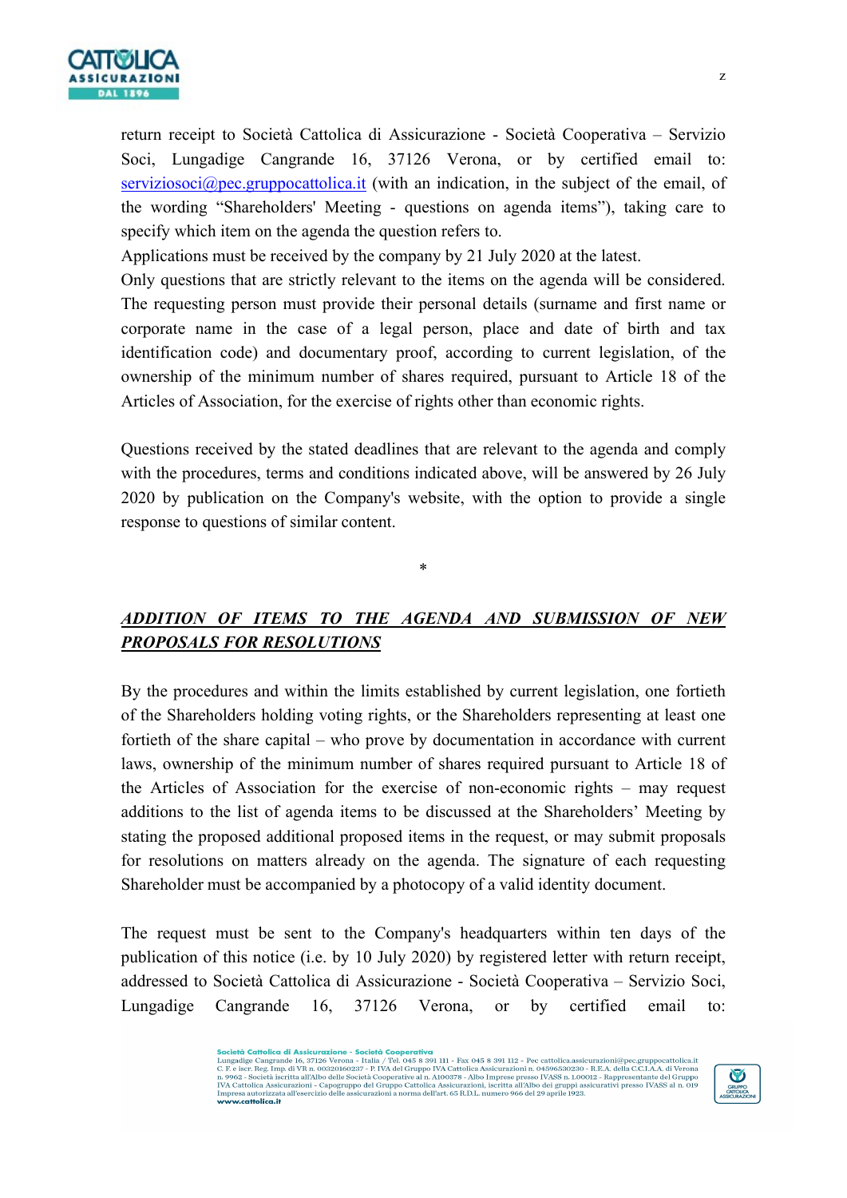return receipt to Società Cattolica di Assicurazione - Società Cooperativa – Servizio Soci, Lungadige Cangrande 16, 37126 Verona, or by certified email to: serviziosoci@pec.gruppocattolica.it (with an indication, in the subject of the email, of the wording "Shareholders' Meeting - questions on agenda items"), taking care to specify which item on the agenda the question refers to.

Applications must be received by the company by 21 July 2020 at the latest.

Only questions that are strictly relevant to the items on the agenda will be considered. The requesting person must provide their personal details (surname and first name or corporate name in the case of a legal person, place and date of birth and tax identification code) and documentary proof, according to current legislation, of the ownership of the minimum number of shares required, pursuant to Article 18 of the Articles of Association, for the exercise of rights other than economic rights.

Questions received by the stated deadlines that are relevant to the agenda and comply with the procedures, terms and conditions indicated above, will be answered by 26 July 2020 by publication on the Company's website, with the option to provide a single response to questions of similar content.

*

## ***ADDITION OF ITEMS TO THE AGENDA AND SUBMISSION OF NEW PROPOSALS FOR RESOLUTIONS***

By the procedures and within the limits established by current legislation, one fortieth of the Shareholders holding voting rights, or the Shareholders representing at least one fortieth of the share capital – who prove by documentation in accordance with current laws, ownership of the minimum number of shares required pursuant to Article 18 of the Articles of Association for the exercise of non-economic rights – may request additions to the list of agenda items to be discussed at the Shareholders' Meeting by stating the proposed additional proposed items in the request, or may submit proposals for resolutions on matters already on the agenda. The signature of each requesting Shareholder must be accompanied by a photocopy of a valid identity document.

The request must be sent to the Company's headquarters within ten days of the publication of this notice (i.e. by 10 July 2020) by registered letter with return receipt, addressed to Società Cattolica di Assicurazione - Società Cooperativa – Servizio Soci, Lungadige Cangrande 16, 37126 Verona, or by certified email to: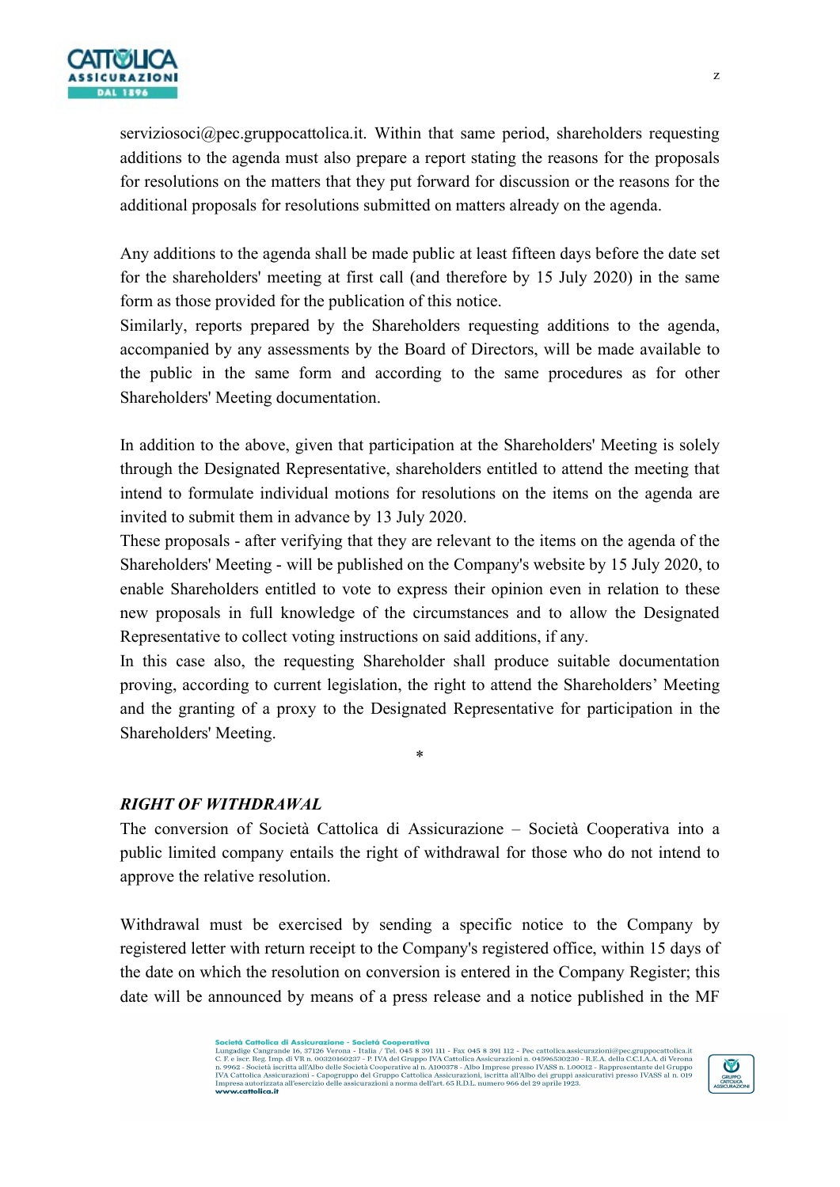serviziosoci@pec.gruppocattolica.it. Within that same period, shareholders requesting additions to the agenda must also prepare a report stating the reasons for the proposals for resolutions on the matters that they put forward for discussion or the reasons for the additional proposals for resolutions submitted on matters already on the agenda.

Any additions to the agenda shall be made public at least fifteen days before the date set for the shareholders' meeting at first call (and therefore by 15 July 2020) in the same form as those provided for the publication of this notice.

Similarly, reports prepared by the Shareholders requesting additions to the agenda, accompanied by any assessments by the Board of Directors, will be made available to the public in the same form and according to the same procedures as for other Shareholders' Meeting documentation.

In addition to the above, given that participation at the Shareholders' Meeting is solely through the Designated Representative, shareholders entitled to attend the meeting that intend to formulate individual motions for resolutions on the items on the agenda are invited to submit them in advance by 13 July 2020.

These proposals - after verifying that they are relevant to the items on the agenda of the Shareholders' Meeting - will be published on the Company's website by 15 July 2020, to enable Shareholders entitled to vote to express their opinion even in relation to these new proposals in full knowledge of the circumstances and to allow the Designated Representative to collect voting instructions on said additions, if any.

In this case also, the requesting Shareholder shall produce suitable documentation proving, according to current legislation, the right to attend the Shareholders' Meeting and the granting of a proxy to the Designated Representative for participation in the Shareholders' Meeting.

*

***RIGHT OF WITHDRAWAL***

The conversion of Società Cattolica di Assicurazione – Società Cooperativa into a public limited company entails the right of withdrawal for those who do not intend to approve the relative resolution.

Withdrawal must be exercised by sending a specific notice to the Company by registered letter with return receipt to the Company's registered office, within 15 days of the date on which the resolution on conversion is entered in the Company Register; this date will be announced by means of a press release and a notice published in the MF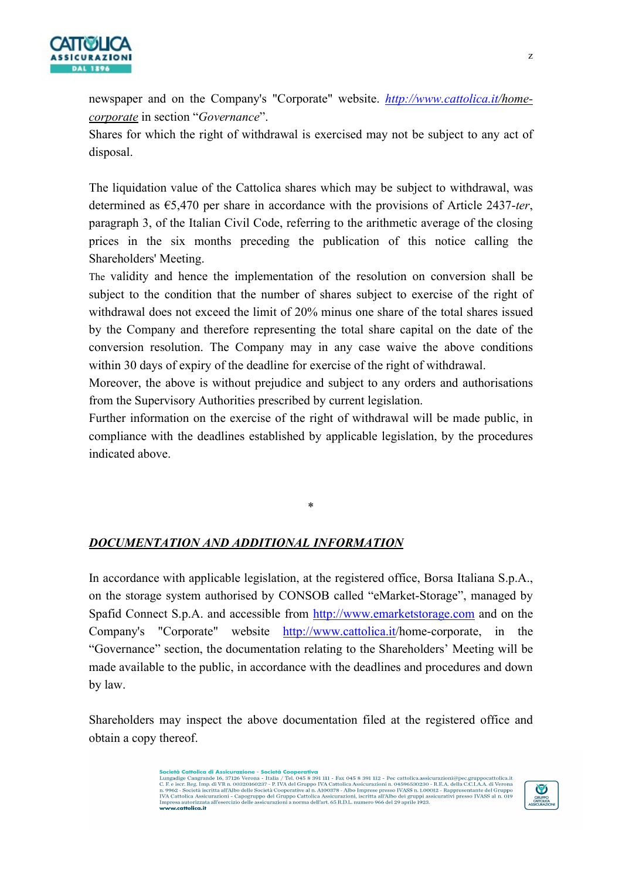newspaper and on the Company's "Corporate" website. *http://www.cattolica.it/home-corporate* in section "*Governance*".

Shares for which the right of withdrawal is exercised may not be subject to any act of disposal.

The liquidation value of the Cattolica shares which may be subject to withdrawal, was determined as €5,470 per share in accordance with the provisions of Article 2437-*ter*, paragraph 3, of the Italian Civil Code, referring to the arithmetic average of the closing prices in the six months preceding the publication of this notice calling the Shareholders' Meeting.

The validity and hence the implementation of the resolution on conversion shall be subject to the condition that the number of shares subject to exercise of the right of withdrawal does not exceed the limit of 20% minus one share of the total shares issued by the Company and therefore representing the total share capital on the date of the conversion resolution. The Company may in any case waive the above conditions within 30 days of expiry of the deadline for exercise of the right of withdrawal.

Moreover, the above is without prejudice and subject to any orders and authorisations from the Supervisory Authorities prescribed by current legislation.

Further information on the exercise of the right of withdrawal will be made public, in compliance with the deadlines established by applicable legislation, by the procedures indicated above.

*

## ***DOCUMENTATION AND ADDITIONAL INFORMATION***

In accordance with applicable legislation, at the registered office, Borsa Italiana S.p.A., on the storage system authorised by CONSOB called "eMarket-Storage", managed by Spafid Connect S.p.A. and accessible from http://www.emarketstorage.com and on the Company's "Corporate" website http://www.cattolica.it/home-corporate, in the "Governance" section, the documentation relating to the Shareholders' Meeting will be made available to the public, in accordance with the deadlines and procedures and down by law.

Shareholders may inspect the above documentation filed at the registered office and obtain a copy thereof.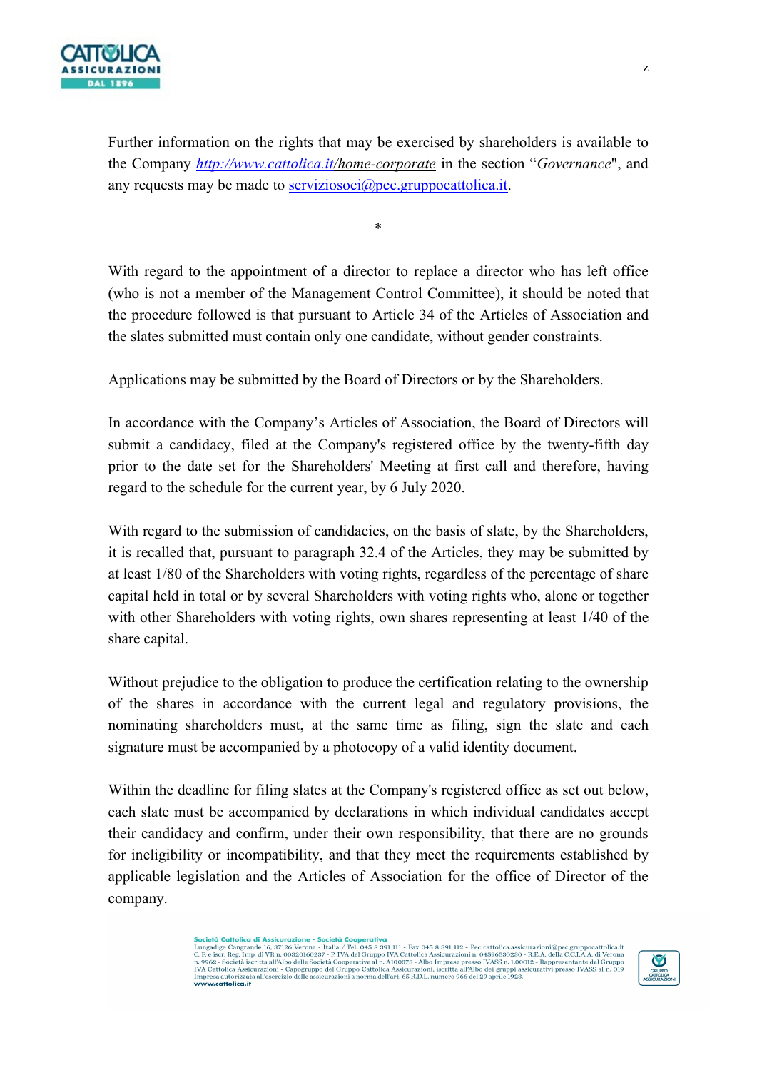Further information on the rights that may be exercised by shareholders is available to the Company *http://www.cattolica.it/home-corporate* in the section "*Governance*", and any requests may be made to serviziosoci@pec.gruppocattolica.it.

*

With regard to the appointment of a director to replace a director who has left office (who is not a member of the Management Control Committee), it should be noted that the procedure followed is that pursuant to Article 34 of the Articles of Association and the slates submitted must contain only one candidate, without gender constraints.

Applications may be submitted by the Board of Directors or by the Shareholders.

In accordance with the Company's Articles of Association, the Board of Directors will submit a candidacy, filed at the Company's registered office by the twenty-fifth day prior to the date set for the Shareholders' Meeting at first call and therefore, having regard to the schedule for the current year, by 6 July 2020.

With regard to the submission of candidacies, on the basis of slate, by the Shareholders, it is recalled that, pursuant to paragraph 32.4 of the Articles, they may be submitted by at least 1/80 of the Shareholders with voting rights, regardless of the percentage of share capital held in total or by several Shareholders with voting rights who, alone or together with other Shareholders with voting rights, own shares representing at least 1/40 of the share capital.

Without prejudice to the obligation to produce the certification relating to the ownership of the shares in accordance with the current legal and regulatory provisions, the nominating shareholders must, at the same time as filing, sign the slate and each signature must be accompanied by a photocopy of a valid identity document.

Within the deadline for filing slates at the Company's registered office as set out below, each slate must be accompanied by declarations in which individual candidates accept their candidacy and confirm, under their own responsibility, that there are no grounds for ineligibility or incompatibility, and that they meet the requirements established by applicable legislation and the Articles of Association for the office of Director of the company.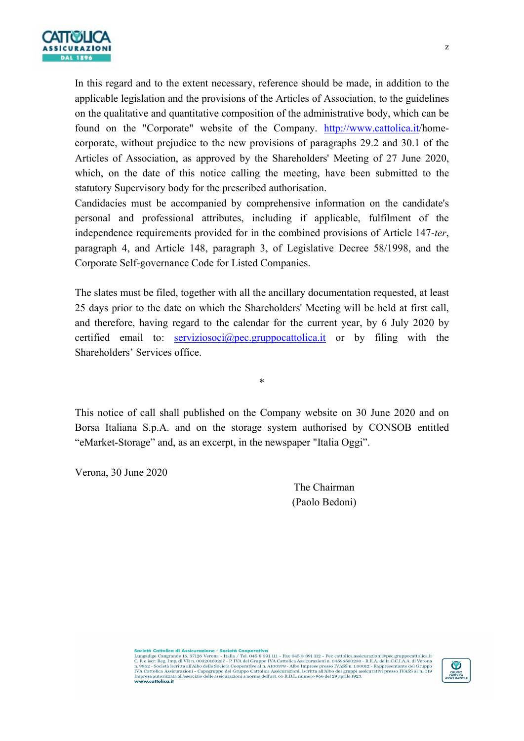In this regard and to the extent necessary, reference should be made, in addition to the applicable legislation and the provisions of the Articles of Association, to the guidelines on the qualitative and quantitative composition of the administrative body, which can be found on the "Corporate" website of the Company. http://www.cattolica.it/home-corporate, without prejudice to the new provisions of paragraphs 29.2 and 30.1 of the Articles of Association, as approved by the Shareholders' Meeting of 27 June 2020, which, on the date of this notice calling the meeting, have been submitted to the statutory Supervisory body for the prescribed authorisation.
Candidacies must be accompanied by comprehensive information on the candidate's personal and professional attributes, including if applicable, fulfilment of the independence requirements provided for in the combined provisions of Article 147-*ter*, paragraph 4, and Article 148, paragraph 3, of Legislative Decree 58/1998, and the Corporate Self-governance Code for Listed Companies.

The slates must be filed, together with all the ancillary documentation requested, at least 25 days prior to the date on which the Shareholders' Meeting will be held at first call, and therefore, having regard to the calendar for the current year, by 6 July 2020 by certified email to: serviziosoci@pec.gruppocattolica.it or by filing with the Shareholders' Services office.

*

This notice of call shall published on the Company website on 30 June 2020 and on Borsa Italiana S.p.A. and on the storage system authorised by CONSOB entitled “eMarket-Storage” and, as an excerpt, in the newspaper "Italia Oggi”.

Verona, 30 June 2020

The Chairman
(Paolo Bedoni)